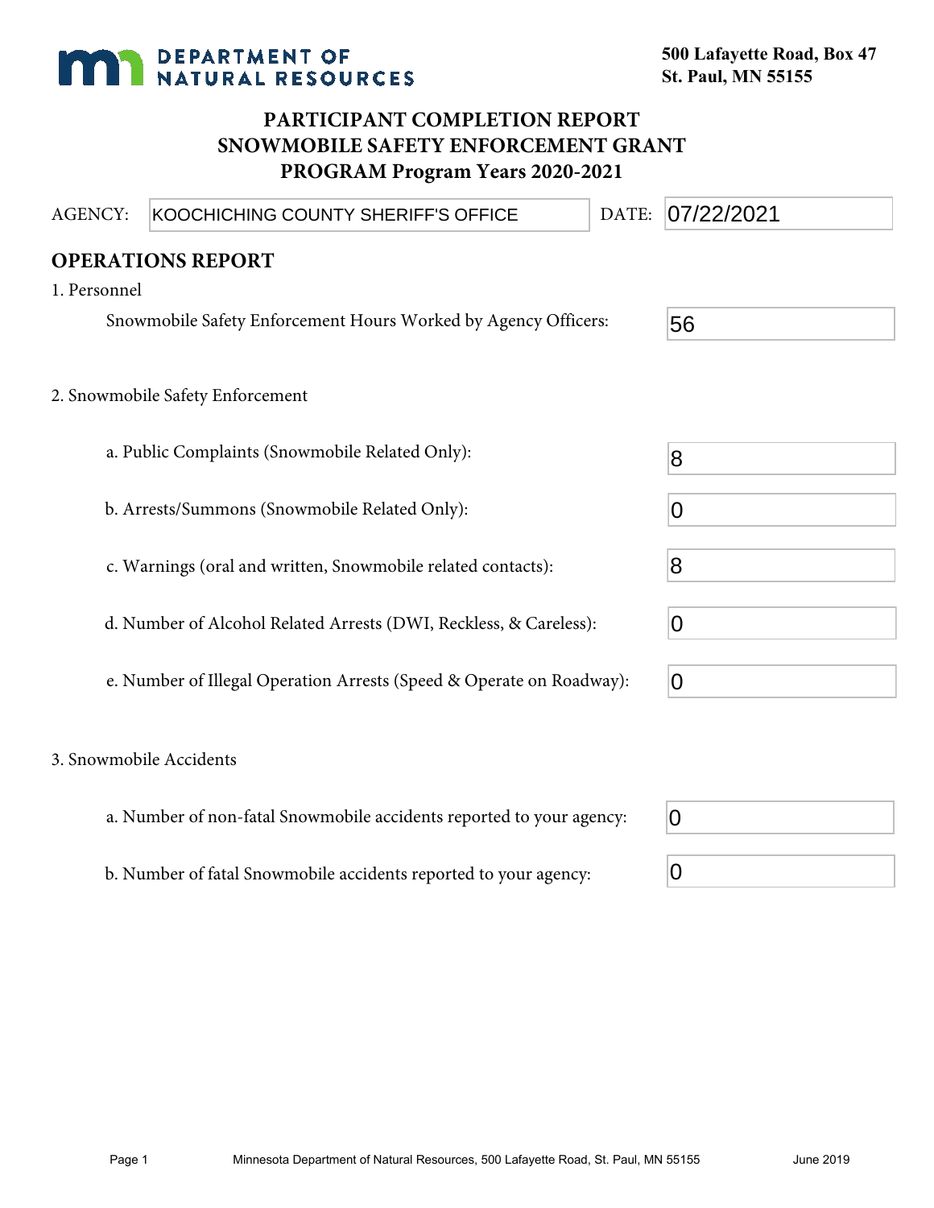DEPARTMENT OF NATURAL RESOURCES

**500 Lafayette Road, Box 47**
**St. Paul, MN 55155**

# PARTICIPANT COMPLETION REPORT
# SNOWMOBILE SAFETY ENFORCEMENT GRANT
# PROGRAM Program Years 2020-2021

AGENCY: KOOCHICHING COUNTY SHERIFF'S OFFICE

DATE: 07/22/2021

## OPERATIONS REPORT

1. Personnel

Snowmobile Safety Enforcement Hours Worked by Agency Officers: 56

2. Snowmobile Safety Enforcement

a. Public Complaints (Snowmobile Related Only): 8

b. Arrests/Summons (Snowmobile Related Only): 0

c. Warnings (oral and written, Snowmobile related contacts): 8

d. Number of Alcohol Related Arrests (DWI, Reckless, & Careless): 0

e. Number of Illegal Operation Arrests (Speed & Operate on Roadway): 0

3. Snowmobile Accidents

a. Number of non-fatal Snowmobile accidents reported to your agency: 0

b. Number of fatal Snowmobile accidents reported to your agency: 0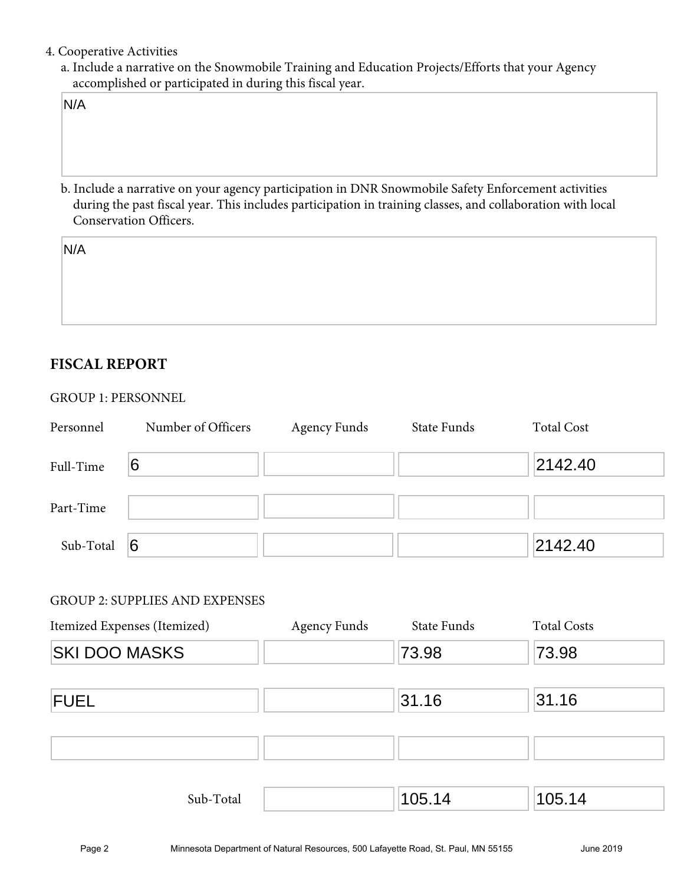4. Cooperative Activities

   a. Include a narrative on the Snowmobile Training and Education Projects/Efforts that your Agency accomplished or participated in during this fiscal year.

   N/A

   b. Include a narrative on your agency participation in DNR Snowmobile Safety Enforcement activities during the past fiscal year. This includes participation in training classes, and collaboration with local Conservation Officers.

   N/A

## FISCAL REPORT

GROUP 1: PERSONNEL

| Personnel | Number of Officers | Agency Funds | State Funds | Total Cost |
|---|---|---|---|---|
| Full-Time | 6 | | | 2142.40 |
| Part-Time | | | | |
| Sub-Total | 6 | | | 2142.40 |

GROUP 2: SUPPLIES AND EXPENSES

| Itemized Expenses (Itemized) | Agency Funds | State Funds | Total Costs |
|---|---|---|---|
| SKI DOO MASKS | | 73.98 | 73.98 |
| FUEL | | 31.16 | 31.16 |
| | | | |
| Sub-Total | | 105.14 | 105.14 |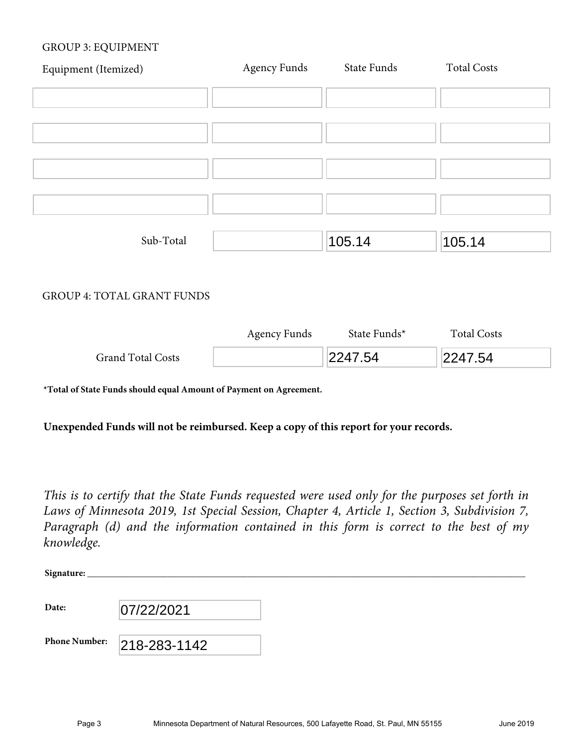GROUP 3: EQUIPMENT

| Equipment (Itemized) | Agency Funds | State Funds | Total Costs |
|---|---|---|---|
| | | | |
| | | | |
| | | | |
| | | | |
| Sub-Total | | 105.14 | 105.14 |

GROUP 4: TOTAL GRANT FUNDS

| | Agency Funds | State Funds* | Total Costs |
|---|---|---|---|
| Grand Total Costs | | 2247.54 | 2247.54 |

**\*Total of State Funds should equal Amount of Payment on Agreement.**

**Unexpended Funds will not be reimbursed. Keep a copy of this report for your records.**

*This is to certify that the State Funds requested were used only for the purposes set forth in Laws of Minnesota 2019, 1st Special Session, Chapter 4, Article 1, Section 3, Subdivision 7, Paragraph (d) and the information contained in this form is correct to the best of my knowledge.*

**Signature:** ______________________________

**Date:** 07/22/2021

**Phone Number:** 218-283-1142

Minnesota Department of Natural Resources, 500 Lafayette Road, St. Paul, MN 55155 June 2019